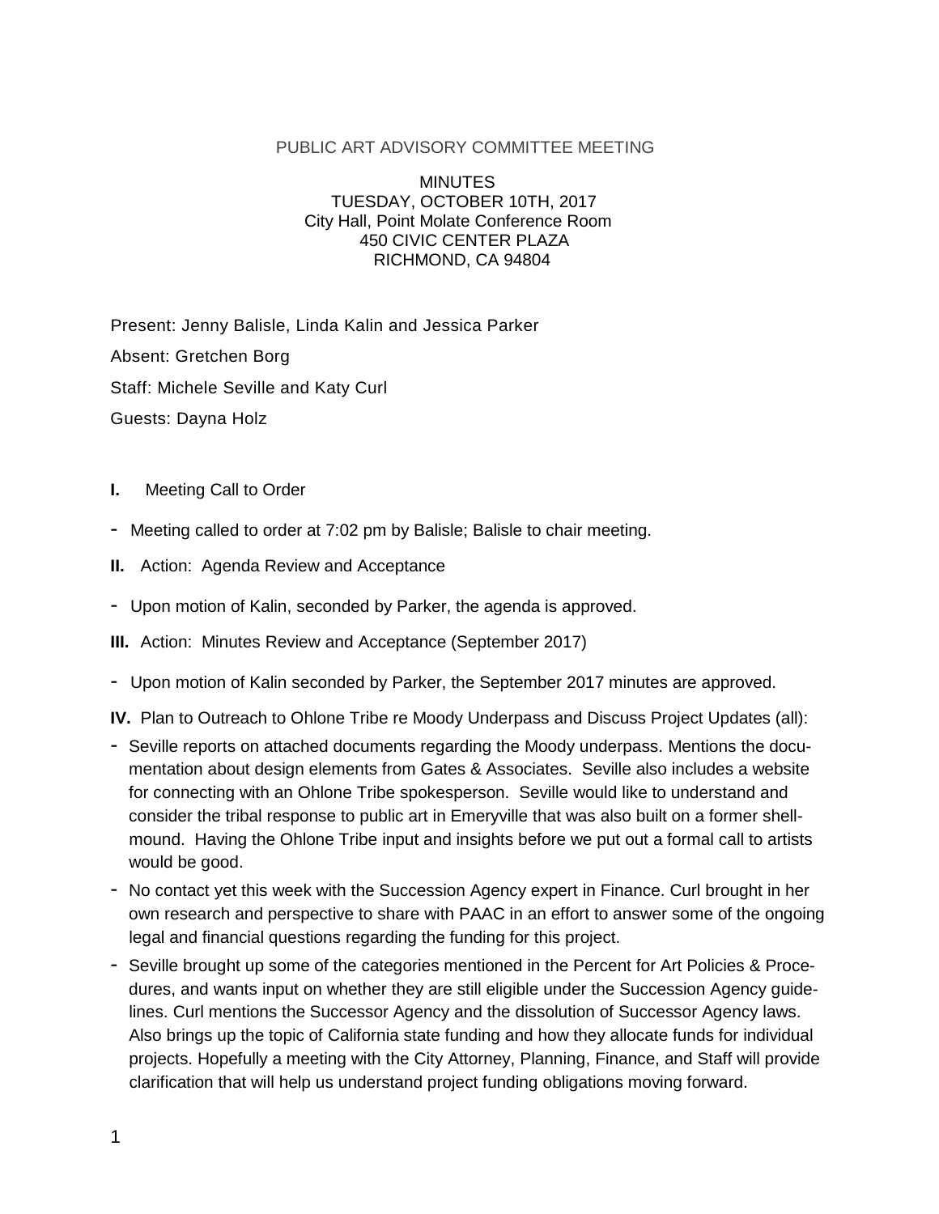PUBLIC ART ADVISORY COMMITTEE MEETING

MINUTES
TUESDAY, OCTOBER 10TH, 2017
City Hall, Point Molate Conference Room
450 CIVIC CENTER PLAZA
RICHMOND, CA 94804

Present: Jenny Balisle, Linda Kalin and Jessica Parker

Absent: Gretchen Borg

Staff: Michele Seville and Katy Curl

Guests: Dayna Holz

**I.** Meeting Call to Order

- Meeting called to order at 7:02 pm by Balisle; Balisle to chair meeting.

**II.** Action: Agenda Review and Acceptance

- Upon motion of Kalin, seconded by Parker, the agenda is approved.

**III.** Action: Minutes Review and Acceptance (September 2017)

- Upon motion of Kalin seconded by Parker, the September 2017 minutes are approved.

**IV.** Plan to Outreach to Ohlone Tribe re Moody Underpass and Discuss Project Updates (all):

- Seville reports on attached documents regarding the Moody underpass. Mentions the documentation about design elements from Gates & Associates. Seville also includes a website for connecting with an Ohlone Tribe spokesperson. Seville would like to understand and consider the tribal response to public art in Emeryville that was also built on a former shellmound. Having the Ohlone Tribe input and insights before we put out a formal call to artists would be good.
- No contact yet this week with the Succession Agency expert in Finance. Curl brought in her own research and perspective to share with PAAC in an effort to answer some of the ongoing legal and financial questions regarding the funding for this project.
- Seville brought up some of the categories mentioned in the Percent for Art Policies & Procedures, and wants input on whether they are still eligible under the Succession Agency guidelines. Curl mentions the Successor Agency and the dissolution of Successor Agency laws. Also brings up the topic of California state funding and how they allocate funds for individual projects. Hopefully a meeting with the City Attorney, Planning, Finance, and Staff will provide clarification that will help us understand project funding obligations moving forward.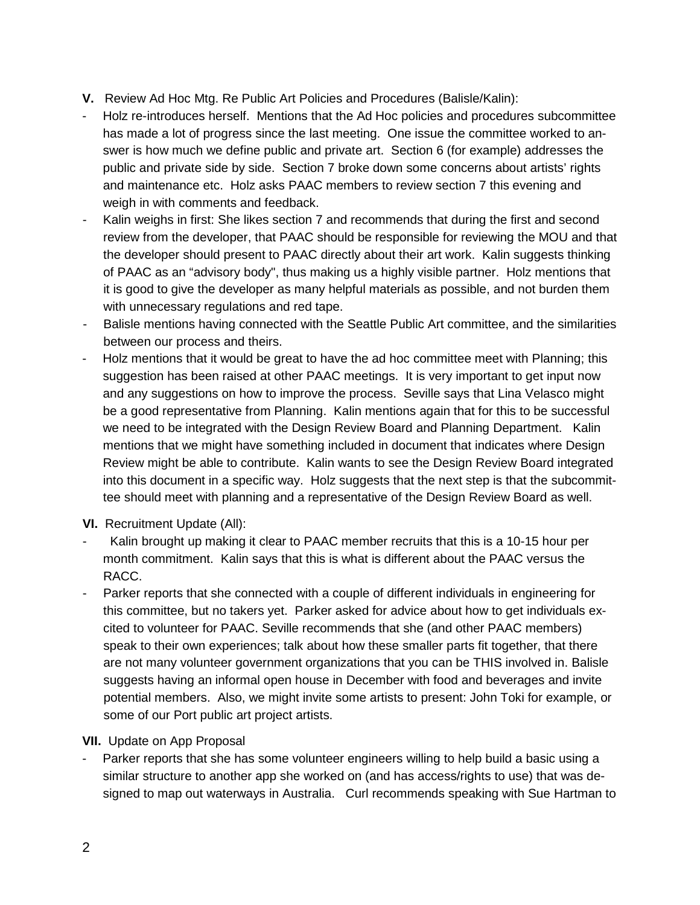**V.** Review Ad Hoc Mtg. Re Public Art Policies and Procedures (Balisle/Kalin):

- Holz re-introduces herself. Mentions that the Ad Hoc policies and procedures subcommittee has made a lot of progress since the last meeting. One issue the committee worked to answer is how much we define public and private art. Section 6 (for example) addresses the public and private side by side. Section 7 broke down some concerns about artists' rights and maintenance etc. Holz asks PAAC members to review section 7 this evening and weigh in with comments and feedback.
- Kalin weighs in first: She likes section 7 and recommends that during the first and second review from the developer, that PAAC should be responsible for reviewing the MOU and that the developer should present to PAAC directly about their art work. Kalin suggests thinking of PAAC as an "advisory body", thus making us a highly visible partner. Holz mentions that it is good to give the developer as many helpful materials as possible, and not burden them with unnecessary regulations and red tape.
- Balisle mentions having connected with the Seattle Public Art committee, and the similarities between our process and theirs.
- Holz mentions that it would be great to have the ad hoc committee meet with Planning; this suggestion has been raised at other PAAC meetings. It is very important to get input now and any suggestions on how to improve the process. Seville says that Lina Velasco might be a good representative from Planning. Kalin mentions again that for this to be successful we need to be integrated with the Design Review Board and Planning Department. Kalin mentions that we might have something included in document that indicates where Design Review might be able to contribute. Kalin wants to see the Design Review Board integrated into this document in a specific way. Holz suggests that the next step is that the subcommittee should meet with planning and a representative of the Design Review Board as well.

**VI.** Recruitment Update (All):

- Kalin brought up making it clear to PAAC member recruits that this is a 10-15 hour per month commitment. Kalin says that this is what is different about the PAAC versus the RACC.
- Parker reports that she connected with a couple of different individuals in engineering for this committee, but no takers yet. Parker asked for advice about how to get individuals excited to volunteer for PAAC. Seville recommends that she (and other PAAC members) speak to their own experiences; talk about how these smaller parts fit together, that there are not many volunteer government organizations that you can be THIS involved in. Balisle suggests having an informal open house in December with food and beverages and invite potential members. Also, we might invite some artists to present: John Toki for example, or some of our Port public art project artists.

**VII.** Update on App Proposal

- Parker reports that she has some volunteer engineers willing to help build a basic using a similar structure to another app she worked on (and has access/rights to use) that was designed to map out waterways in Australia. Curl recommends speaking with Sue Hartman to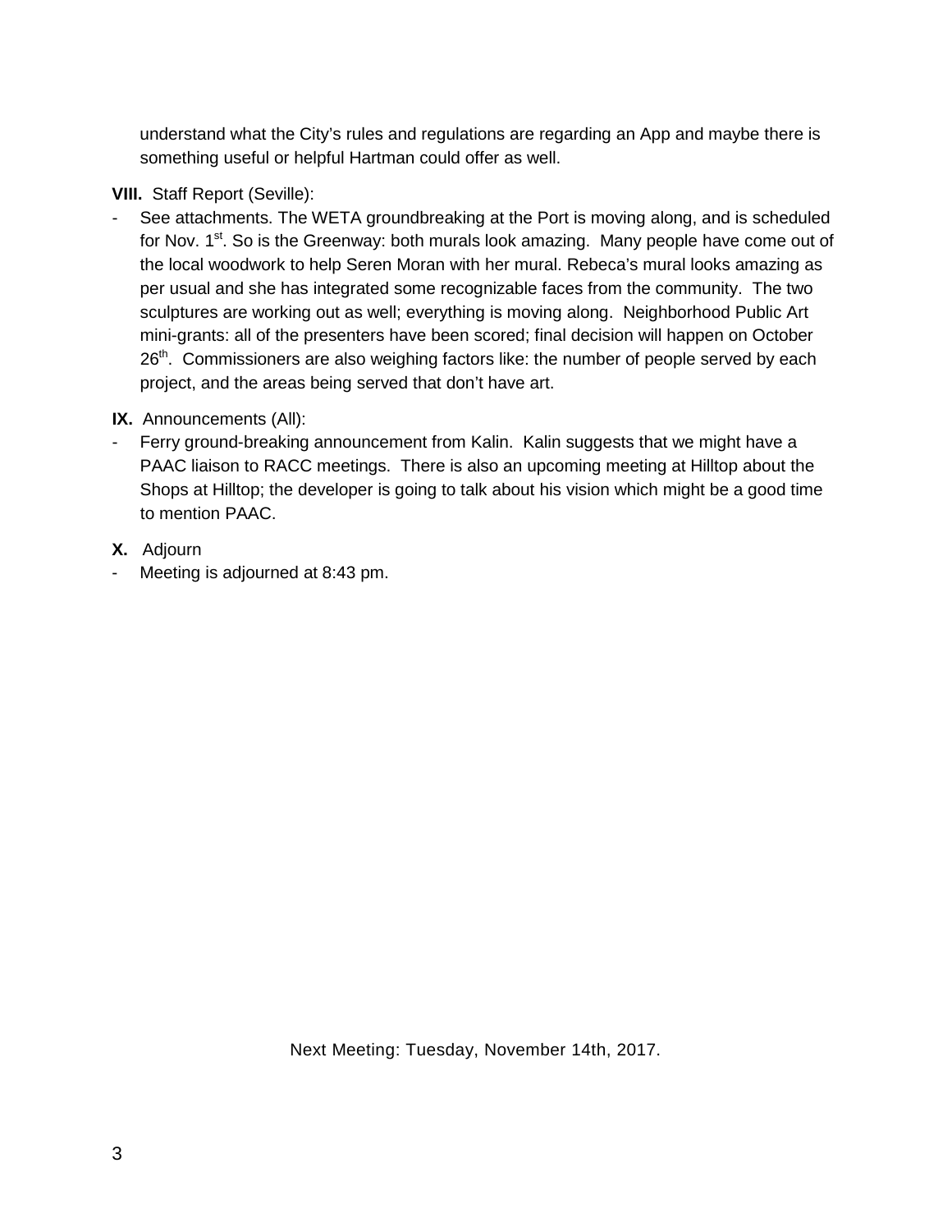understand what the City's rules and regulations are regarding an App and maybe there is something useful or helpful Hartman could offer as well.

**VIII.** Staff Report (Seville):

- See attachments. The WETA groundbreaking at the Port is moving along, and is scheduled for Nov. 1st. So is the Greenway: both murals look amazing. Many people have come out of the local woodwork to help Seren Moran with her mural. Rebeca's mural looks amazing as per usual and she has integrated some recognizable faces from the community. The two sculptures are working out as well; everything is moving along. Neighborhood Public Art mini-grants: all of the presenters have been scored; final decision will happen on October 26th. Commissioners are also weighing factors like: the number of people served by each project, and the areas being served that don't have art.

**IX.** Announcements (All):

- Ferry ground-breaking announcement from Kalin. Kalin suggests that we might have a PAAC liaison to RACC meetings. There is also an upcoming meeting at Hilltop about the Shops at Hilltop; the developer is going to talk about his vision which might be a good time to mention PAAC.

**X.** Adjourn

- Meeting is adjourned at 8:43 pm.

Next Meeting: Tuesday, November 14th, 2017.